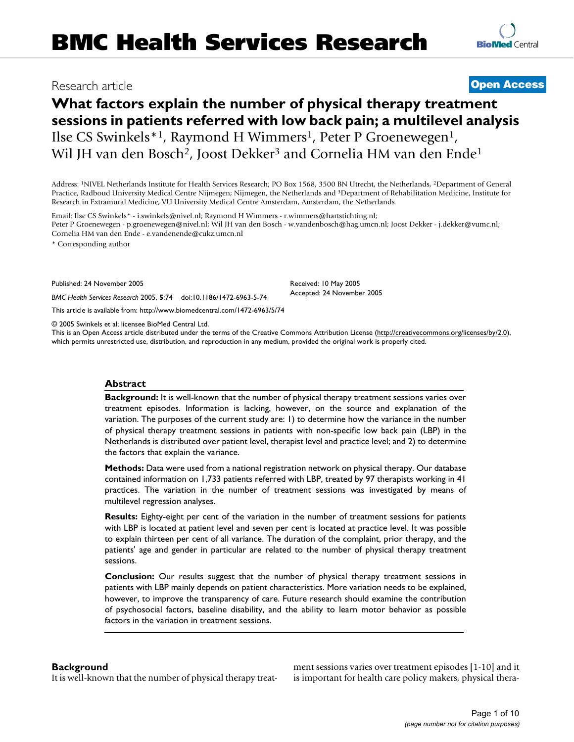# BMC Health Services Research

Research article

**Open Access**

## What factors explain the number of physical therapy treatment sessions in patients referred with low back pain; a multilevel analysis

Ilse CS Swinkels*[1], Raymond H Wimmers[1], Peter P Groenewegen[1], Wil JH van den Bosch[2], Joost Dekker[3] and Cornelia HM van den Ende[1]

Address: [1]NIVEL Netherlands Institute for Health Services Research; PO Box 1568, 3500 BN Utrecht, the Netherlands, [2]Department of General Practice, Radboud University Medical Centre Nijmegen; Nijmegen, the Netherlands and [3]Department of Rehabilitation Medicine, Institute for Research in Extramural Medicine, VU University Medical Centre Amsterdam, Amsterdam, the Netherlands

Email: Ilse CS Swinkels* - i.swinkels@nivel.nl; Raymond H Wimmers - r.wimmers@hartstichting.nl; Peter P Groenewegen - p.groenewegen@nivel.nl; Wil JH van den Bosch - w.vandenbosch@hag.umcn.nl; Joost Dekker - j.dekker@vumc.nl; Cornelia HM van den Ende - e.vandenende@cukz.umcn.nl

* Corresponding author

Published: 24 November 2005

*BMC Health Services Research* 2005, **5**:74 doi:10.1186/1472-6963-5-74

Received: 10 May 2005
Accepted: 24 November 2005

This article is available from: http://www.biomedcentral.com/1472-6963/5/74

© 2005 Swinkels et al; licensee BioMed Central Ltd.
This is an Open Access article distributed under the terms of the Creative Commons Attribution License (http://creativecommons.org/licenses/by/2.0), which permits unrestricted use, distribution, and reproduction in any medium, provided the original work is properly cited.

### Abstract

**Background:** It is well-known that the number of physical therapy treatment sessions varies over treatment episodes. Information is lacking, however, on the source and explanation of the variation. The purposes of the current study are: 1) to determine how the variance in the number of physical therapy treatment sessions in patients with non-specific low back pain (LBP) in the Netherlands is distributed over patient level, therapist level and practice level; and 2) to determine the factors that explain the variance.

**Methods:** Data were used from a national registration network on physical therapy. Our database contained information on 1,733 patients referred with LBP, treated by 97 therapists working in 41 practices. The variation in the number of treatment sessions was investigated by means of multilevel regression analyses.

**Results:** Eighty-eight per cent of the variation in the number of treatment sessions for patients with LBP is located at patient level and seven per cent is located at practice level. It was possible to explain thirteen per cent of all variance. The duration of the complaint, prior therapy, and the patients' age and gender in particular are related to the number of physical therapy treatment sessions.

**Conclusion:** Our results suggest that the number of physical therapy treatment sessions in patients with LBP mainly depends on patient characteristics. More variation needs to be explained, however, to improve the transparency of care. Future research should examine the contribution of psychosocial factors, baseline disability, and the ability to learn motor behavior as possible factors in the variation in treatment sessions.

### Background

It is well-known that the number of physical therapy treatment sessions varies over treatment episodes [1-10] and it is important for health care policy makers, physical thera-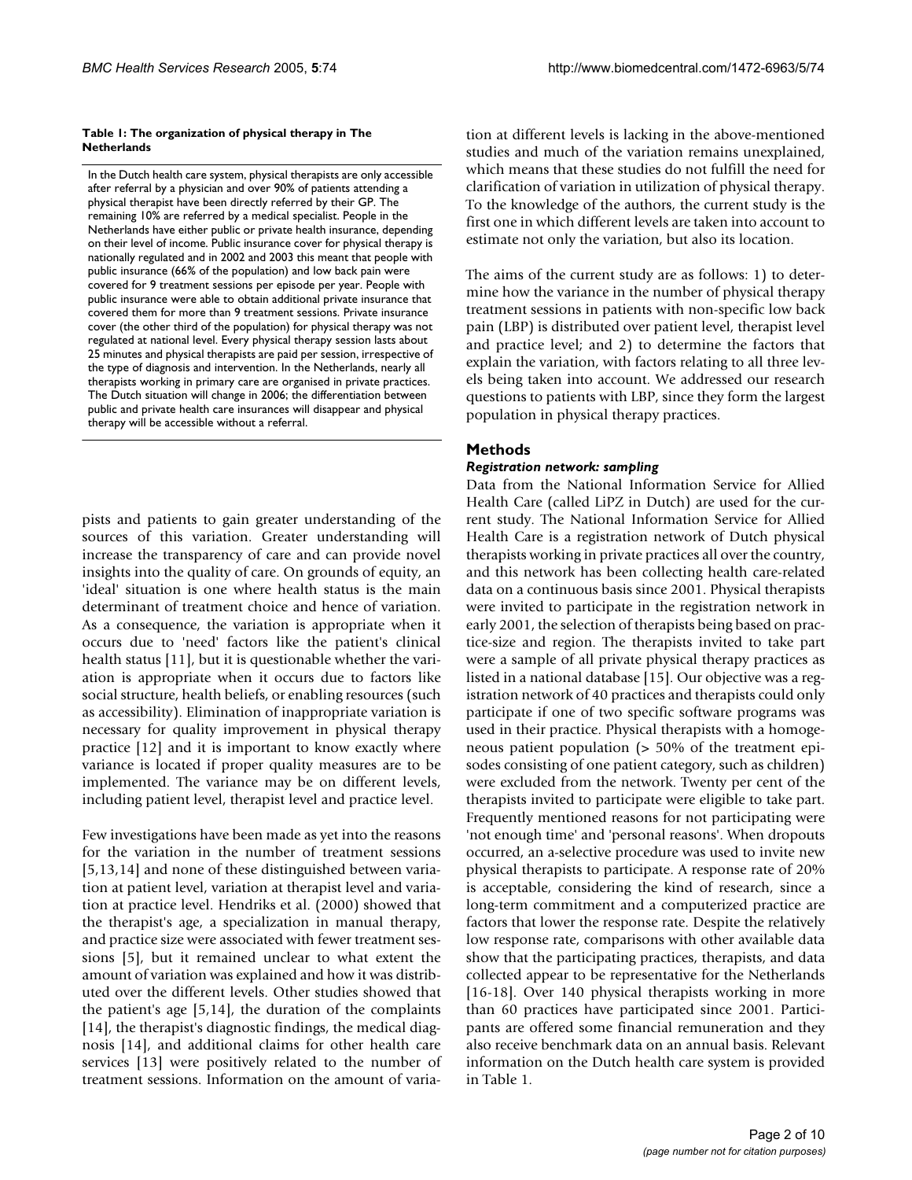**Table 1: The organization of physical therapy in The Netherlands**

In the Dutch health care system, physical therapists are only accessible after referral by a physician and over 90% of patients attending a physical therapist have been directly referred by their GP. The remaining 10% are referred by a medical specialist. People in the Netherlands have either public or private health insurance, depending on their level of income. Public insurance cover for physical therapy is nationally regulated and in 2002 and 2003 this meant that people with public insurance (66% of the population) and low back pain were covered for 9 treatment sessions per episode per year. People with public insurance were able to obtain additional private insurance that covered them for more than 9 treatment sessions. Private insurance cover (the other third of the population) for physical therapy was not regulated at national level. Every physical therapy session lasts about 25 minutes and physical therapists are paid per session, irrespective of the type of diagnosis and intervention. In the Netherlands, nearly all therapists working in primary care are organised in private practices. The Dutch situation will change in 2006; the differentiation between public and private health care insurances will disappear and physical therapy will be accessible without a referral.

pists and patients to gain greater understanding of the sources of this variation. Greater understanding will increase the transparency of care and can provide novel insights into the quality of care. On grounds of equity, an 'ideal' situation is one where health status is the main determinant of treatment choice and hence of variation. As a consequence, the variation is appropriate when it occurs due to 'need' factors like the patient's clinical health status [11], but it is questionable whether the variation is appropriate when it occurs due to factors like social structure, health beliefs, or enabling resources (such as accessibility). Elimination of inappropriate variation is necessary for quality improvement in physical therapy practice [12] and it is important to know exactly where variance is located if proper quality measures are to be implemented. The variance may be on different levels, including patient level, therapist level and practice level.

Few investigations have been made as yet into the reasons for the variation in the number of treatment sessions [5,13,14] and none of these distinguished between variation at patient level, variation at therapist level and variation at practice level. Hendriks et al. (2000) showed that the therapist's age, a specialization in manual therapy, and practice size were associated with fewer treatment sessions [5], but it remained unclear to what extent the amount of variation was explained and how it was distributed over the different levels. Other studies showed that the patient's age [5,14], the duration of the complaints [14], the therapist's diagnostic findings, the medical diagnosis [14], and additional claims for other health care services [13] were positively related to the number of treatment sessions. Information on the amount of variation at different levels is lacking in the above-mentioned studies and much of the variation remains unexplained, which means that these studies do not fulfill the need for clarification of variation in utilization of physical therapy. To the knowledge of the authors, the current study is the first one in which different levels are taken into account to estimate not only the variation, but also its location.

The aims of the current study are as follows: 1) to determine how the variance in the number of physical therapy treatment sessions in patients with non-specific low back pain (LBP) is distributed over patient level, therapist level and practice level; and 2) to determine the factors that explain the variation, with factors relating to all three levels being taken into account. We addressed our research questions to patients with LBP, since they form the largest population in physical therapy practices.

## Methods

### *Registration network: sampling*

Data from the National Information Service for Allied Health Care (called LiPZ in Dutch) are used for the current study. The National Information Service for Allied Health Care is a registration network of Dutch physical therapists working in private practices all over the country, and this network has been collecting health care-related data on a continuous basis since 2001. Physical therapists were invited to participate in the registration network in early 2001, the selection of therapists being based on practice-size and region. The therapists invited to take part were a sample of all private physical therapy practices as listed in a national database [15]. Our objective was a registration network of 40 practices and therapists could only participate if one of two specific software programs was used in their practice. Physical therapists with a homogeneous patient population (> 50% of the treatment episodes consisting of one patient category, such as children) were excluded from the network. Twenty per cent of the therapists invited to participate were eligible to take part. Frequently mentioned reasons for not participating were 'not enough time' and 'personal reasons'. When dropouts occurred, an a-selective procedure was used to invite new physical therapists to participate. A response rate of 20% is acceptable, considering the kind of research, since a long-term commitment and a computerized practice are factors that lower the response rate. Despite the relatively low response rate, comparisons with other available data show that the participating practices, therapists, and data collected appear to be representative for the Netherlands [16-18]. Over 140 physical therapists working in more than 60 practices have participated since 2001. Participants are offered some financial remuneration and they also receive benchmark data on an annual basis. Relevant information on the Dutch health care system is provided in Table 1.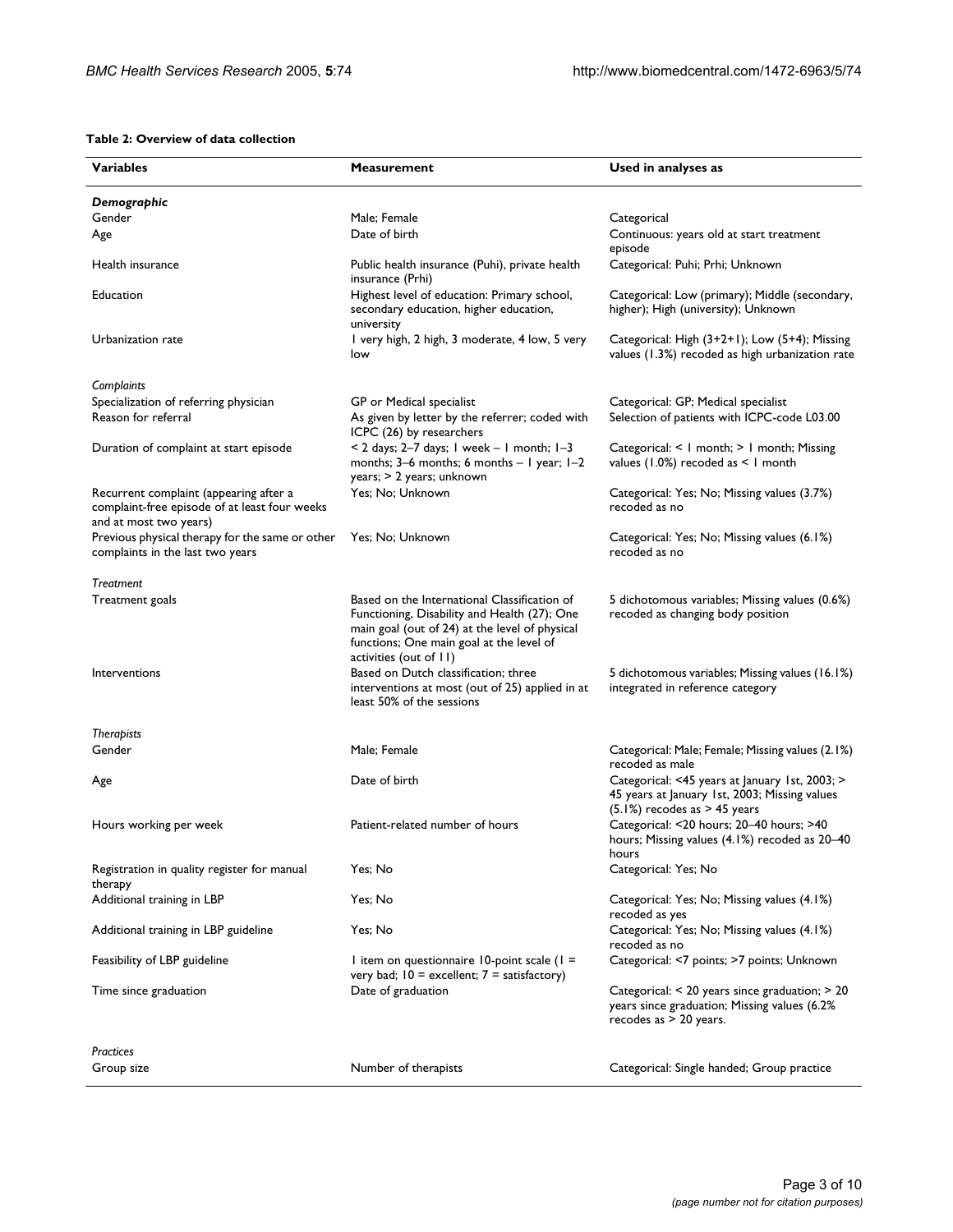**Table 2: Overview of data collection**

| Variables | Measurement | Used in analyses as |
| --- | --- | --- |
| ***Demographic*** | | |
| Gender | Male; Female | Categorical |
| Age | Date of birth | Continuous: years old at start treatment episode |
| Health insurance | Public health insurance (Puhi), private health insurance (Prhi) | Categorical: Puhi; Prhi; Unknown |
| Education | Highest level of education: Primary school, secondary education, higher education, university | Categorical: Low (primary); Middle (secondary, higher); High (university); Unknown |
| Urbanization rate | 1 very high, 2 high, 3 moderate, 4 low, 5 very low | Categorical: High (3+2+1); Low (5+4); Missing values (1.3%) recoded as high urbanization rate |
| *Complaints* | | |
| Specialization of referring physician | GP or Medical specialist | Categorical: GP; Medical specialist |
| Reason for referral | As given by letter by the referrer; coded with ICPC (26) by researchers | Selection of patients with ICPC-code L03.00 |
| Duration of complaint at start episode | < 2 days; 2–7 days; 1 week – 1 month; 1–3 months; 3–6 months; 6 months – 1 year; 1–2 years; > 2 years; unknown | Categorical: < 1 month; > 1 month; Missing values (1.0%) recoded as < 1 month |
| Recurrent complaint (appearing after a complaint-free episode of at least four weeks and at most two years) | Yes; No; Unknown | Categorical: Yes; No; Missing values (3.7%) recoded as no |
| Previous physical therapy for the same or other complaints in the last two years | Yes; No; Unknown | Categorical: Yes; No; Missing values (6.1%) recoded as no |
| *Treatment* | | |
| Treatment goals | Based on the International Classification of Functioning, Disability and Health (27); One main goal (out of 24) at the level of physical functions; One main goal at the level of activities (out of 11) | 5 dichotomous variables; Missing values (0.6%) recoded as changing body position |
| Interventions | Based on Dutch classification; three interventions at most (out of 25) applied in at least 50% of the sessions | 5 dichotomous variables; Missing values (16.1%) integrated in reference category |
| *Therapists* | | |
| Gender | Male; Female | Categorical: Male; Female; Missing values (2.1%) recoded as male |
| Age | Date of birth | Categorical: <45 years at January 1st, 2003; > 45 years at January 1st, 2003; Missing values (5.1%) recodes as > 45 years |
| Hours working per week | Patient-related number of hours | Categorical: <20 hours; 20–40 hours; >40 hours; Missing values (4.1%) recoded as 20–40 hours |
| Registration in quality register for manual therapy | Yes; No | Categorical: Yes; No |
| Additional training in LBP | Yes; No | Categorical: Yes; No; Missing values (4.1%) recoded as yes |
| Additional training in LBP guideline | Yes; No | Categorical: Yes; No; Missing values (4.1%) recoded as no |
| Feasibility of LBP guideline | 1 item on questionnaire 10-point scale (1 = very bad; 10 = excellent; 7 = satisfactory) | Categorical: <7 points; >7 points; Unknown |
| Time since graduation | Date of graduation | Categorical: < 20 years since graduation; > 20 years since graduation; Missing values (6.2% recodes as > 20 years. |
| *Practices* | | |
| Group size | Number of therapists | Categorical: Single handed; Group practice |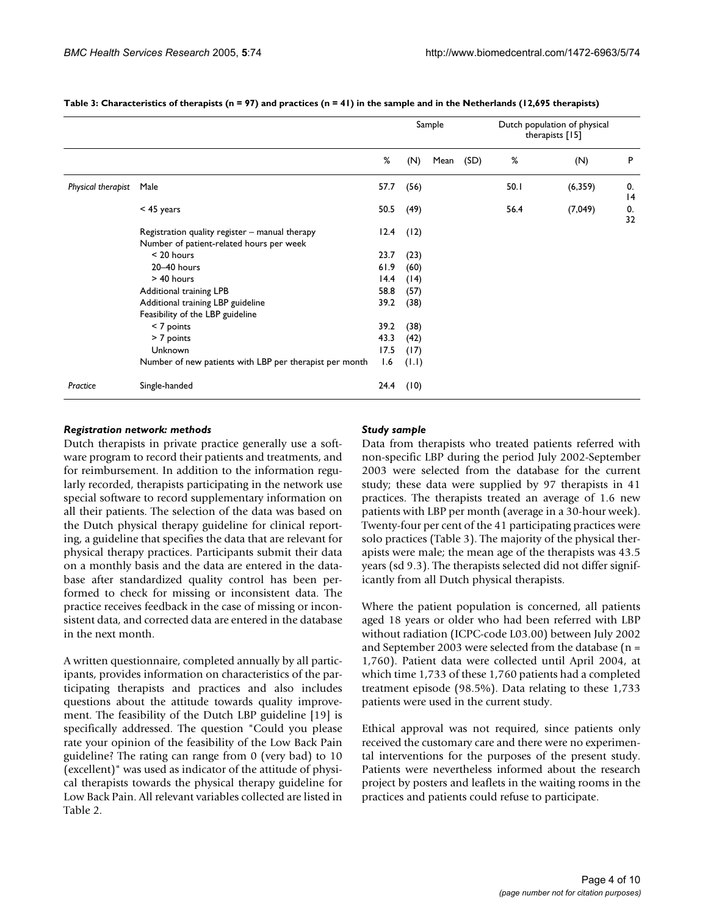**Table 3: Characteristics of therapists (n = 97) and practices (n = 41) in the sample and in the Netherlands (12,695 therapists)**

| | | Sample | | | | Dutch population of physical therapists [15] | | |
|---|---|---|---|---|---|---|---|---|
| | | % | (N) | Mean | (SD) | % | (N) | P |
| *Physical therapist* | Male | 57.7 | (56) | | | 50.1 | (6,359) | 0.14 |
| | < 45 years | 50.5 | (49) | | | 56.4 | (7,049) | 0.32 |
| | Registration quality register – manual therapy | 12.4 | (12) | | | | | |
| | Number of patient-related hours per week | | | | | | | |
| | < 20 hours | 23.7 | (23) | | | | | |
| | 20–40 hours | 61.9 | (60) | | | | | |
| | > 40 hours | 14.4 | (14) | | | | | |
| | Additional training LPB | 58.8 | (57) | | | | | |
| | Additional training LBP guideline | 39.2 | (38) | | | | | |
| | Feasibility of the LBP guideline | | | | | | | |
| | < 7 points | 39.2 | (38) | | | | | |
| | > 7 points | 43.3 | (42) | | | | | |
| | Unknown | 17.5 | (17) | | | | | |
| | Number of new patients with LBP per therapist per month | 1.6 | (1.1) | | | | | |
| *Practice* | Single-handed | 24.4 | (10) | | | | | |

### *Registration network: methods*

Dutch therapists in private practice generally use a software program to record their patients and treatments, and for reimbursement. In addition to the information regularly recorded, therapists participating in the network use special software to record supplementary information on all their patients. The selection of the data was based on the Dutch physical therapy guideline for clinical reporting, a guideline that specifies the data that are relevant for physical therapy practices. Participants submit their data on a monthly basis and the data are entered in the database after standardized quality control has been performed to check for missing or inconsistent data. The practice receives feedback in the case of missing or inconsistent data, and corrected data are entered in the database in the next month.

A written questionnaire, completed annually by all participants, provides information on characteristics of the participating therapists and practices and also includes questions about the attitude towards quality improvement. The feasibility of the Dutch LBP guideline [19] is specifically addressed. The question "Could you please rate your opinion of the feasibility of the Low Back Pain guideline? The rating can range from 0 (very bad) to 10 (excellent)" was used as indicator of the attitude of physical therapists towards the physical therapy guideline for Low Back Pain. All relevant variables collected are listed in Table 2.

### *Study sample*

Data from therapists who treated patients referred with non-specific LBP during the period July 2002-September 2003 were selected from the database for the current study; these data were supplied by 97 therapists in 41 practices. The therapists treated an average of 1.6 new patients with LBP per month (average in a 30-hour week). Twenty-four per cent of the 41 participating practices were solo practices (Table 3). The majority of the physical therapists were male; the mean age of the therapists was 43.5 years (sd 9.3). The therapists selected did not differ significantly from all Dutch physical therapists.

Where the patient population is concerned, all patients aged 18 years or older who had been referred with LBP without radiation (ICPC-code L03.00) between July 2002 and September 2003 were selected from the database (n = 1,760). Patient data were collected until April 2004, at which time 1,733 of these 1,760 patients had a completed treatment episode (98.5%). Data relating to these 1,733 patients were used in the current study.

Ethical approval was not required, since patients only received the customary care and there were no experimental interventions for the purposes of the present study. Patients were nevertheless informed about the research project by posters and leaflets in the waiting rooms in the practices and patients could refuse to participate.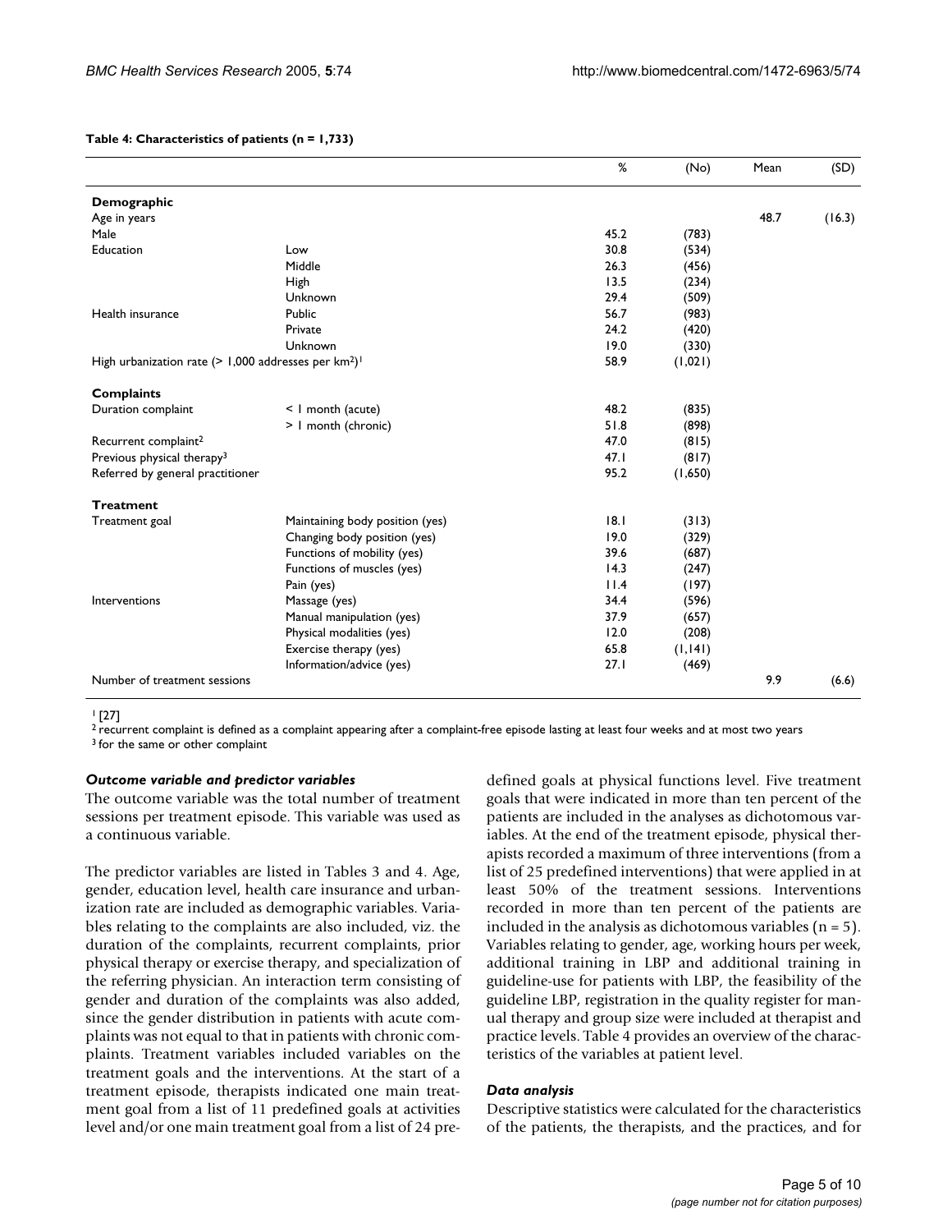**Table 4: Characteristics of patients (n = 1,733)**

| | | % | (No) | Mean | (SD) |
|---|---|---|---|---|---|
| **Demographic** | | | | | |
| Age in years | | | | 48.7 | (16.3) |
| Male | | 45.2 | (783) | | |
| Education | Low | 30.8 | (534) | | |
| | Middle | 26.3 | (456) | | |
| | High | 13.5 | (234) | | |
| | Unknown | 29.4 | (509) | | |
| Health insurance | Public | 56.7 | (983) | | |
| | Private | 24.2 | (420) | | |
| | Unknown | 19.0 | (330) | | |
| High urbanization rate (> 1,000 addresses per km$^2$)[1] | | 58.9 | (1,021) | | |
| **Complaints** | | | | | |
| Duration complaint | < 1 month (acute) | 48.2 | (835) | | |
| | > 1 month (chronic) | 51.8 | (898) | | |
| Recurrent complaint[2] | | 47.0 | (815) | | |
| Previous physical therapy[3] | | 47.1 | (817) | | |
| Referred by general practitioner | | 95.2 | (1,650) | | |
| **Treatment** | | | | | |
| Treatment goal | Maintaining body position (yes) | 18.1 | (313) | | |
| | Changing body position (yes) | 19.0 | (329) | | |
| | Functions of mobility (yes) | 39.6 | (687) | | |
| | Functions of muscles (yes) | 14.3 | (247) | | |
| | Pain (yes) | 11.4 | (197) | | |
| Interventions | Massage (yes) | 34.4 | (596) | | |
| | Manual manipulation (yes) | 37.9 | (657) | | |
| | Physical modalities (yes) | 12.0 | (208) | | |
| | Exercise therapy (yes) | 65.8 | (1,141) | | |
| | Information/advice (yes) | 27.1 | (469) | | |
| Number of treatment sessions | | | | 9.9 | (6.6) |

[1] [27]
[2] recurrent complaint is defined as a complaint appearing after a complaint-free episode lasting at least four weeks and at most two years
[3] for the same or other complaint

### *Outcome variable and predictor variables*

The outcome variable was the total number of treatment sessions per treatment episode. This variable was used as a continuous variable.

The predictor variables are listed in Tables 3 and 4. Age, gender, education level, health care insurance and urbanization rate are included as demographic variables. Variables relating to the complaints are also included, viz. the duration of the complaints, recurrent complaints, prior physical therapy or exercise therapy, and specialization of the referring physician. An interaction term consisting of gender and duration of the complaints was also added, since the gender distribution in patients with acute complaints was not equal to that in patients with chronic complaints. Treatment variables included variables on the treatment goals and the interventions. At the start of a treatment episode, therapists indicated one main treatment goal from a list of 11 predefined goals at activities level and/or one main treatment goal from a list of 24 predefined goals at physical functions level. Five treatment goals that were indicated in more than ten percent of the patients are included in the analyses as dichotomous variables. At the end of the treatment episode, physical therapists recorded a maximum of three interventions (from a list of 25 predefined interventions) that were applied in at least 50% of the treatment sessions. Interventions recorded in more than ten percent of the patients are included in the analysis as dichotomous variables (n = 5). Variables relating to gender, age, working hours per week, additional training in LBP and additional training in guideline-use for patients with LBP, the feasibility of the guideline LBP, registration in the quality register for manual therapy and group size were included at therapist and practice levels. Table 4 provides an overview of the characteristics of the variables at patient level.

### *Data analysis*

Descriptive statistics were calculated for the characteristics of the patients, the therapists, and the practices, and for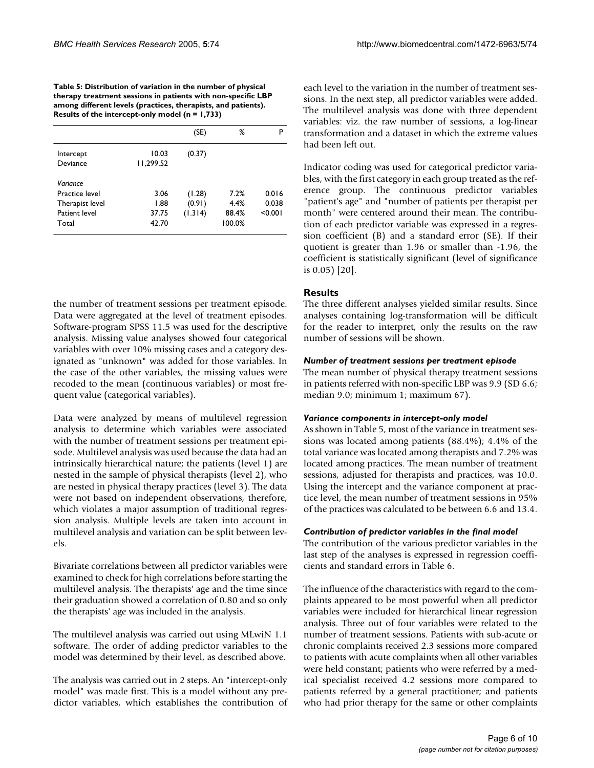**Table 5: Distribution of variation in the number of physical therapy treatment sessions in patients with non-specific LBP among different levels (practices, therapists, and patients). Results of the intercept-only model (n = 1,733)**

| | | (SE) | % | P |
|---|---|---|---|---|
| Intercept | 10.03 | (0.37) | | |
| Deviance | 11,299.52 | | | |
| *Variance* | | | | |
| Practice level | 3.06 | (1.28) | 7.2% | 0.016 |
| Therapist level | 1.88 | (0.91) | 4.4% | 0.038 |
| Patient level | 37.75 | (1.314) | 88.4% | <0.001 |
| Total | 42.70 | | 100.0% | |

the number of treatment sessions per treatment episode. Data were aggregated at the level of treatment episodes. Software-program SPSS 11.5 was used for the descriptive analysis. Missing value analyses showed four categorical variables with over 10% missing cases and a category designated as "unknown" was added for those variables. In the case of the other variables, the missing values were recoded to the mean (continuous variables) or most frequent value (categorical variables).

Data were analyzed by means of multilevel regression analysis to determine which variables were associated with the number of treatment sessions per treatment episode. Multilevel analysis was used because the data had an intrinsically hierarchical nature; the patients (level 1) are nested in the sample of physical therapists (level 2), who are nested in physical therapy practices (level 3). The data were not based on independent observations, therefore, which violates a major assumption of traditional regression analysis. Multiple levels are taken into account in multilevel analysis and variation can be split between levels.

Bivariate correlations between all predictor variables were examined to check for high correlations before starting the multilevel analysis. The therapists' age and the time since their graduation showed a correlation of 0.80 and so only the therapists' age was included in the analysis.

The multilevel analysis was carried out using MLwiN 1.1 software. The order of adding predictor variables to the model was determined by their level, as described above.

The analysis was carried out in 2 steps. An "intercept-only model" was made first. This is a model without any predictor variables, which establishes the contribution of each level to the variation in the number of treatment sessions. In the next step, all predictor variables were added. The multilevel analysis was done with three dependent variables: viz. the raw number of sessions, a log-linear transformation and a dataset in which the extreme values had been left out.

Indicator coding was used for categorical predictor variables, with the first category in each group treated as the reference group. The continuous predictor variables "patient's age" and "number of patients per therapist per month" were centered around their mean. The contribution of each predictor variable was expressed in a regression coefficient (B) and a standard error (SE). If their quotient is greater than 1.96 or smaller than -1.96, the coefficient is statistically significant (level of significance is 0.05) [20].

## Results

The three different analyses yielded similar results. Since analyses containing log-transformation will be difficult for the reader to interpret, only the results on the raw number of sessions will be shown.

### *Number of treatment sessions per treatment episode*

The mean number of physical therapy treatment sessions in patients referred with non-specific LBP was 9.9 (SD 6.6; median 9.0; minimum 1; maximum 67).

### *Variance components in intercept-only model*

As shown in Table 5, most of the variance in treatment sessions was located among patients (88.4%); 4.4% of the total variance was located among therapists and 7.2% was located among practices. The mean number of treatment sessions, adjusted for therapists and practices, was 10.0. Using the intercept and the variance component at practice level, the mean number of treatment sessions in 95% of the practices was calculated to be between 6.6 and 13.4.

### *Contribution of predictor variables in the final model*

The contribution of the various predictor variables in the last step of the analyses is expressed in regression coefficients and standard errors in Table 6.

The influence of the characteristics with regard to the complaints appeared to be most powerful when all predictor variables were included for hierarchical linear regression analysis. Three out of four variables were related to the number of treatment sessions. Patients with sub-acute or chronic complaints received 2.3 sessions more compared to patients with acute complaints when all other variables were held constant; patients who were referred by a medical specialist received 4.2 sessions more compared to patients referred by a general practitioner; and patients who had prior therapy for the same or other complaints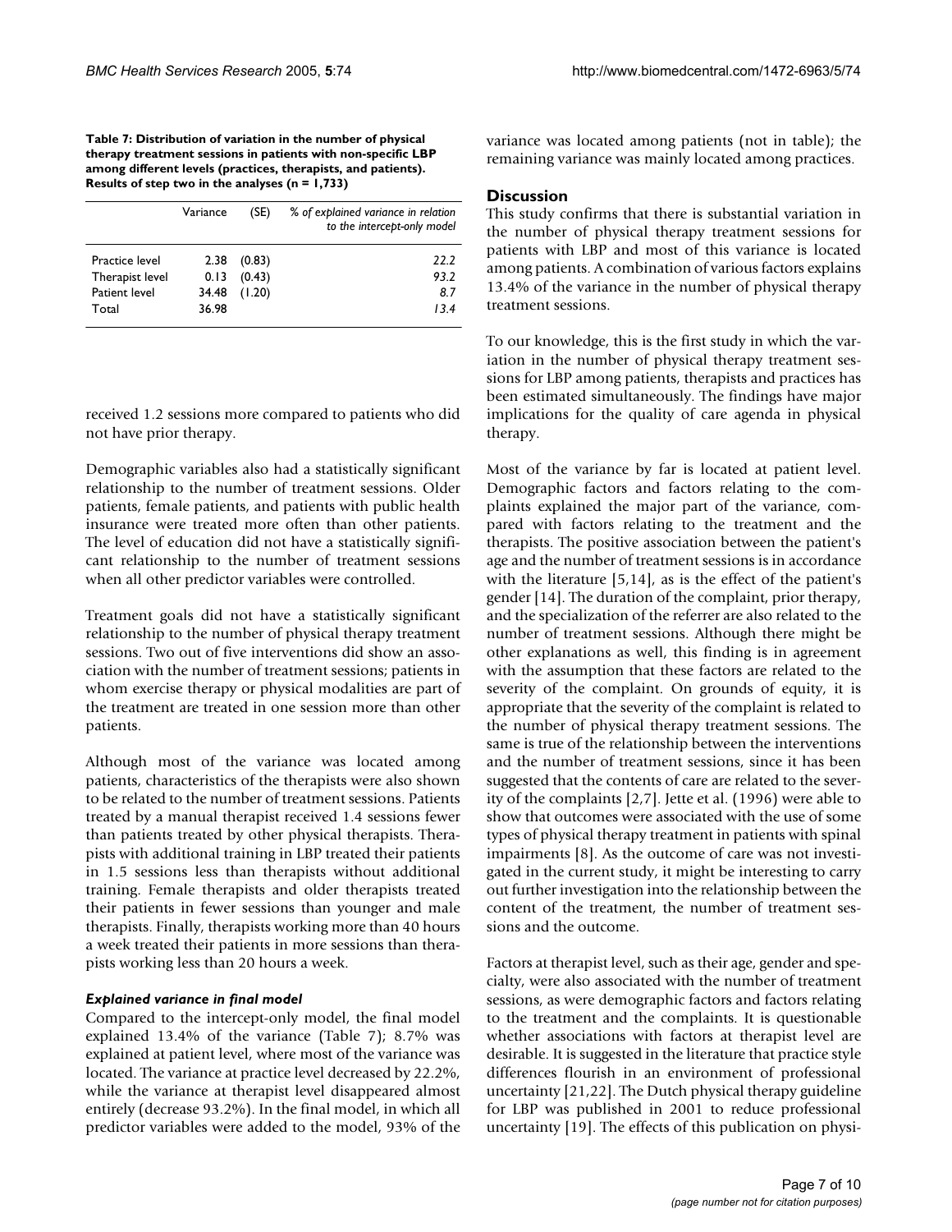**Table 7: Distribution of variation in the number of physical therapy treatment sessions in patients with non-specific LBP among different levels (practices, therapists, and patients). Results of step two in the analyses (n = 1,733)**

| | Variance | (SE) | *% of explained variance in relation to the intercept-only model* |
|---|---|---|---|
| Practice level | 2.38 | (0.83) | *22.2* |
| Therapist level | 0.13 | (0.43) | *93.2* |
| Patient level | 34.48 | (1.20) | *8.7* |
| Total | 36.98 | | *13.4* |

received 1.2 sessions more compared to patients who did not have prior therapy.

Demographic variables also had a statistically significant relationship to the number of treatment sessions. Older patients, female patients, and patients with public health insurance were treated more often than other patients. The level of education did not have a statistically significant relationship to the number of treatment sessions when all other predictor variables were controlled.

Treatment goals did not have a statistically significant relationship to the number of physical therapy treatment sessions. Two out of five interventions did show an association with the number of treatment sessions; patients in whom exercise therapy or physical modalities are part of the treatment are treated in one session more than other patients.

Although most of the variance was located among patients, characteristics of the therapists were also shown to be related to the number of treatment sessions. Patients treated by a manual therapist received 1.4 sessions fewer than patients treated by other physical therapists. Therapists with additional training in LBP treated their patients in 1.5 sessions less than therapists without additional training. Female therapists and older therapists treated their patients in fewer sessions than younger and male therapists. Finally, therapists working more than 40 hours a week treated their patients in more sessions than therapists working less than 20 hours a week.

### *Explained variance in final model*

Compared to the intercept-only model, the final model explained 13.4% of the variance (Table 7); 8.7% was explained at patient level, where most of the variance was located. The variance at practice level decreased by 22.2%, while the variance at therapist level disappeared almost entirely (decrease 93.2%). In the final model, in which all predictor variables were added to the model, 93% of the variance was located among patients (not in table); the remaining variance was mainly located among practices.

## Discussion

This study confirms that there is substantial variation in the number of physical therapy treatment sessions for patients with LBP and most of this variance is located among patients. A combination of various factors explains 13.4% of the variance in the number of physical therapy treatment sessions.

To our knowledge, this is the first study in which the variation in the number of physical therapy treatment sessions for LBP among patients, therapists and practices has been estimated simultaneously. The findings have major implications for the quality of care agenda in physical therapy.

Most of the variance by far is located at patient level. Demographic factors and factors relating to the complaints explained the major part of the variance, compared with factors relating to the treatment and the therapists. The positive association between the patient's age and the number of treatment sessions is in accordance with the literature [5,14], as is the effect of the patient's gender [14]. The duration of the complaint, prior therapy, and the specialization of the referrer are also related to the number of treatment sessions. Although there might be other explanations as well, this finding is in agreement with the assumption that these factors are related to the severity of the complaint. On grounds of equity, it is appropriate that the severity of the complaint is related to the number of physical therapy treatment sessions. The same is true of the relationship between the interventions and the number of treatment sessions, since it has been suggested that the contents of care are related to the severity of the complaints [2,7]. Jette et al. (1996) were able to show that outcomes were associated with the use of some types of physical therapy treatment in patients with spinal impairments [8]. As the outcome of care was not investigated in the current study, it might be interesting to carry out further investigation into the relationship between the content of the treatment, the number of treatment sessions and the outcome.

Factors at therapist level, such as their age, gender and specialty, were also associated with the number of treatment sessions, as were demographic factors and factors relating to the treatment and the complaints. It is questionable whether associations with factors at therapist level are desirable. It is suggested in the literature that practice style differences flourish in an environment of professional uncertainty [21,22]. The Dutch physical therapy guideline for LBP was published in 2001 to reduce professional uncertainty [19]. The effects of this publication on physi-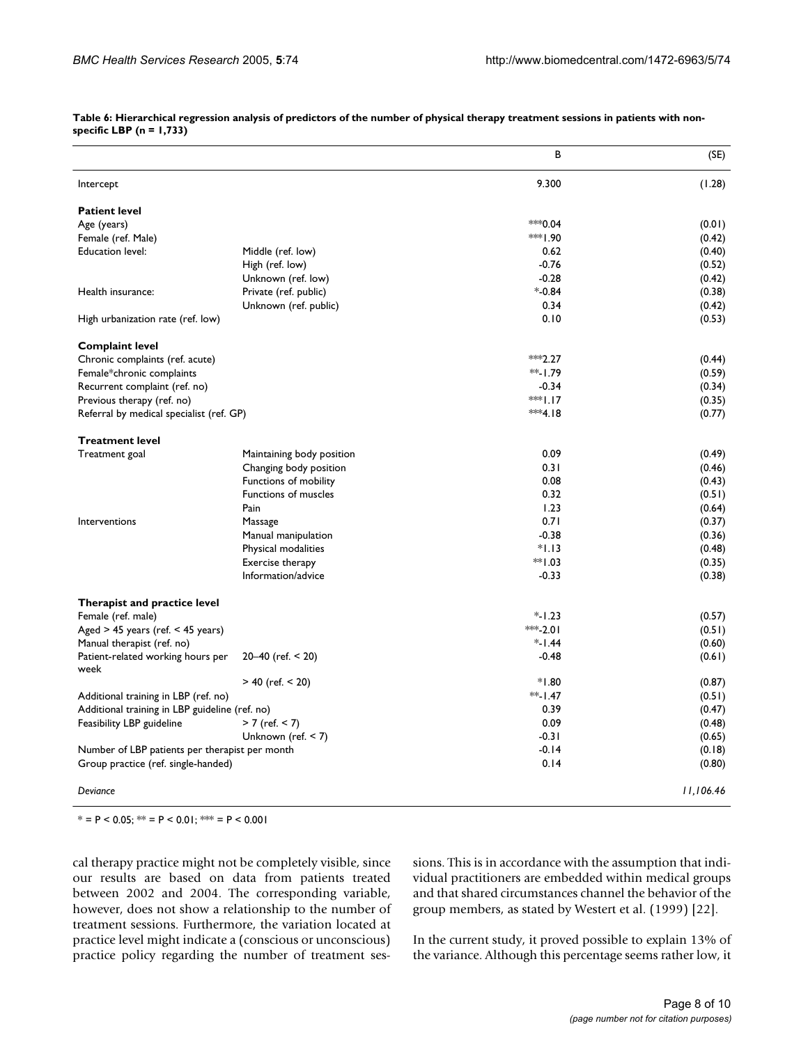**Table 6: Hierarchical regression analysis of predictors of the number of physical therapy treatment sessions in patients with non-specific LBP (n = 1,733)**

| | | B | (SE) |
|---|---|---|---|
| Intercept | | 9.300 | (1.28) |
| **Patient level** | | | |
| Age (years) | | ***0.04 | (0.01) |
| Female (ref. Male) | | ***1.90 | (0.42) |
| Education level: | Middle (ref. low) | 0.62 | (0.40) |
| | High (ref. low) | -0.76 | (0.52) |
| | Unknown (ref. low) | -0.28 | (0.42) |
| Health insurance: | Private (ref. public) | *-0.84 | (0.38) |
| | Unknown (ref. public) | 0.34 | (0.42) |
| High urbanization rate (ref. low) | | 0.10 | (0.53) |
| **Complaint level** | | | |
| Chronic complaints (ref. acute) | | ***2.27 | (0.44) |
| Female*chronic complaints | | **-1.79 | (0.59) |
| Recurrent complaint (ref. no) | | -0.34 | (0.34) |
| Previous therapy (ref. no) | | ***1.17 | (0.35) |
| Referral by medical specialist (ref. GP) | | ***4.18 | (0.77) |
| **Treatment level** | | | |
| Treatment goal | Maintaining body position | 0.09 | (0.49) |
| | Changing body position | 0.31 | (0.46) |
| | Functions of mobility | 0.08 | (0.43) |
| | Functions of muscles | 0.32 | (0.51) |
| | Pain | 1.23 | (0.64) |
| Interventions | Massage | 0.71 | (0.37) |
| | Manual manipulation | -0.38 | (0.36) |
| | Physical modalities | *1.13 | (0.48) |
| | Exercise therapy | **1.03 | (0.35) |
| | Information/advice | -0.33 | (0.38) |
| **Therapist and practice level** | | | |
| Female (ref. male) | | *-1.23 | (0.57) |
| Aged > 45 years (ref. < 45 years) | | ***-2.01 | (0.51) |
| Manual therapist (ref. no) | | *-1.44 | (0.60) |
| Patient-related working hours per week | 20–40 (ref. < 20) | -0.48 | (0.61) |
| | > 40 (ref. < 20) | *1.80 | (0.87) |
| Additional training in LBP (ref. no) | | **-1.47 | (0.51) |
| Additional training in LBP guideline (ref. no) | | 0.39 | (0.47) |
| Feasibility LBP guideline | > 7 (ref. < 7) | 0.09 | (0.48) |
| | Unknown (ref. < 7) | -0.31 | (0.65) |
| Number of LBP patients per therapist per month | | -0.14 | (0.18) |
| Group practice (ref. single-handed) | | 0.14 | (0.80) |
| *Deviance* | | | *11,106.46* |

* = P < 0.05; ** = P < 0.01; *** = P < 0.001

cal therapy practice might not be completely visible, since our results are based on data from patients treated between 2002 and 2004. The corresponding variable, however, does not show a relationship to the number of treatment sessions. Furthermore, the variation located at practice level might indicate a (conscious or unconscious) practice policy regarding the number of treatment sessions. This is in accordance with the assumption that individual practitioners are embedded within medical groups and that shared circumstances channel the behavior of the group members, as stated by Westert et al. (1999) [22].

In the current study, it proved possible to explain 13% of the variance. Although this percentage seems rather low, it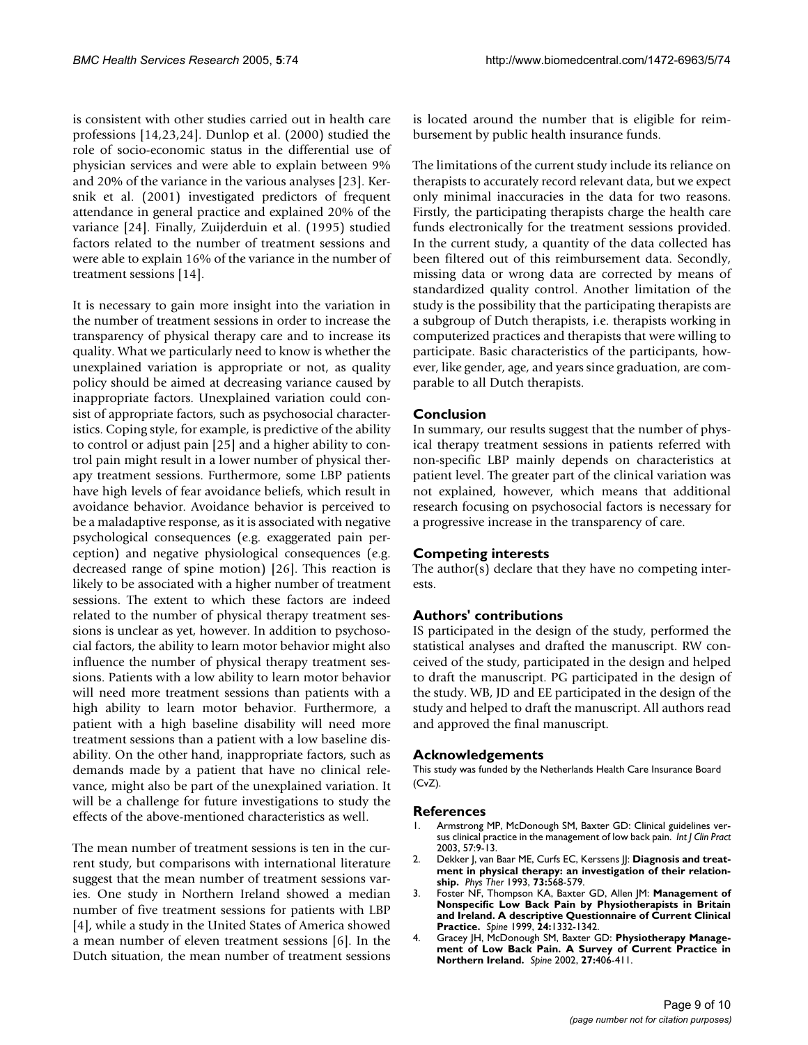is consistent with other studies carried out in health care professions [14,23,24]. Dunlop et al. (2000) studied the role of socio-economic status in the differential use of physician services and were able to explain between 9% and 20% of the variance in the various analyses [23]. Kersnik et al. (2001) investigated predictors of frequent attendance in general practice and explained 20% of the variance [24]. Finally, Zuijderduin et al. (1995) studied factors related to the number of treatment sessions and were able to explain 16% of the variance in the number of treatment sessions [14].

It is necessary to gain more insight into the variation in the number of treatment sessions in order to increase the transparency of physical therapy care and to increase its quality. What we particularly need to know is whether the unexplained variation is appropriate or not, as quality policy should be aimed at decreasing variance caused by inappropriate factors. Unexplained variation could consist of appropriate factors, such as psychosocial characteristics. Coping style, for example, is predictive of the ability to control or adjust pain [25] and a higher ability to control pain might result in a lower number of physical therapy treatment sessions. Furthermore, some LBP patients have high levels of fear avoidance beliefs, which result in avoidance behavior. Avoidance behavior is perceived to be a maladaptive response, as it is associated with negative psychological consequences (e.g. exaggerated pain perception) and negative physiological consequences (e.g. decreased range of spine motion) [26]. This reaction is likely to be associated with a higher number of treatment sessions. The extent to which these factors are indeed related to the number of physical therapy treatment sessions is unclear as yet, however. In addition to psychosocial factors, the ability to learn motor behavior might also influence the number of physical therapy treatment sessions. Patients with a low ability to learn motor behavior will need more treatment sessions than patients with a high ability to learn motor behavior. Furthermore, a patient with a high baseline disability will need more treatment sessions than a patient with a low baseline disability. On the other hand, inappropriate factors, such as demands made by a patient that have no clinical relevance, might also be part of the unexplained variation. It will be a challenge for future investigations to study the effects of the above-mentioned characteristics as well.

The mean number of treatment sessions is ten in the current study, but comparisons with international literature suggest that the mean number of treatment sessions varies. One study in Northern Ireland showed a median number of five treatment sessions for patients with LBP [4], while a study in the United States of America showed a mean number of eleven treatment sessions [6]. In the Dutch situation, the mean number of treatment sessions is located around the number that is eligible for reimbursement by public health insurance funds.

The limitations of the current study include its reliance on therapists to accurately record relevant data, but we expect only minimal inaccuracies in the data for two reasons. Firstly, the participating therapists charge the health care funds electronically for the treatment sessions provided. In the current study, a quantity of the data collected has been filtered out of this reimbursement data. Secondly, missing data or wrong data are corrected by means of standardized quality control. Another limitation of the study is the possibility that the participating therapists are a subgroup of Dutch therapists, i.e. therapists working in computerized practices and therapists that were willing to participate. Basic characteristics of the participants, however, like gender, age, and years since graduation, are comparable to all Dutch therapists.

## Conclusion

In summary, our results suggest that the number of physical therapy treatment sessions in patients referred with non-specific LBP mainly depends on characteristics at patient level. The greater part of the clinical variation was not explained, however, which means that additional research focusing on psychosocial factors is necessary for a progressive increase in the transparency of care.

## Competing interests

The author(s) declare that they have no competing interests.

## Authors' contributions

IS participated in the design of the study, performed the statistical analyses and drafted the manuscript. RW conceived of the study, participated in the design and helped to draft the manuscript. PG participated in the design of the study. WB, JD and EE participated in the design of the study and helped to draft the manuscript. All authors read and approved the final manuscript.

## Acknowledgements

This study was funded by the Netherlands Health Care Insurance Board (CvZ).

## References

1. Armstrong MP, McDonough SM, Baxter GD: Clinical guidelines versus clinical practice in the management of low back pain. *Int J Clin Pract* 2003, 57:9-13.
2. Dekker J, van Baar ME, Curfs EC, Kerssens JJ: **Diagnosis and treatment in physical therapy: an investigation of their relationship.** *Phys Ther* 1993, **73:**568-579.
3. Foster NF, Thompson KA, Baxter GD, Allen JM: **Management of Nonspecific Low Back Pain by Physiotherapists in Britain and Ireland. A descriptive Questionnaire of Current Clinical Practice.** *Spine* 1999, **24:**1332-1342.
4. Gracey JH, McDonough SM, Baxter GD: **Physiotherapy Management of Low Back Pain. A Survey of Current Practice in Northern Ireland.** *Spine* 2002, **27:**406-411.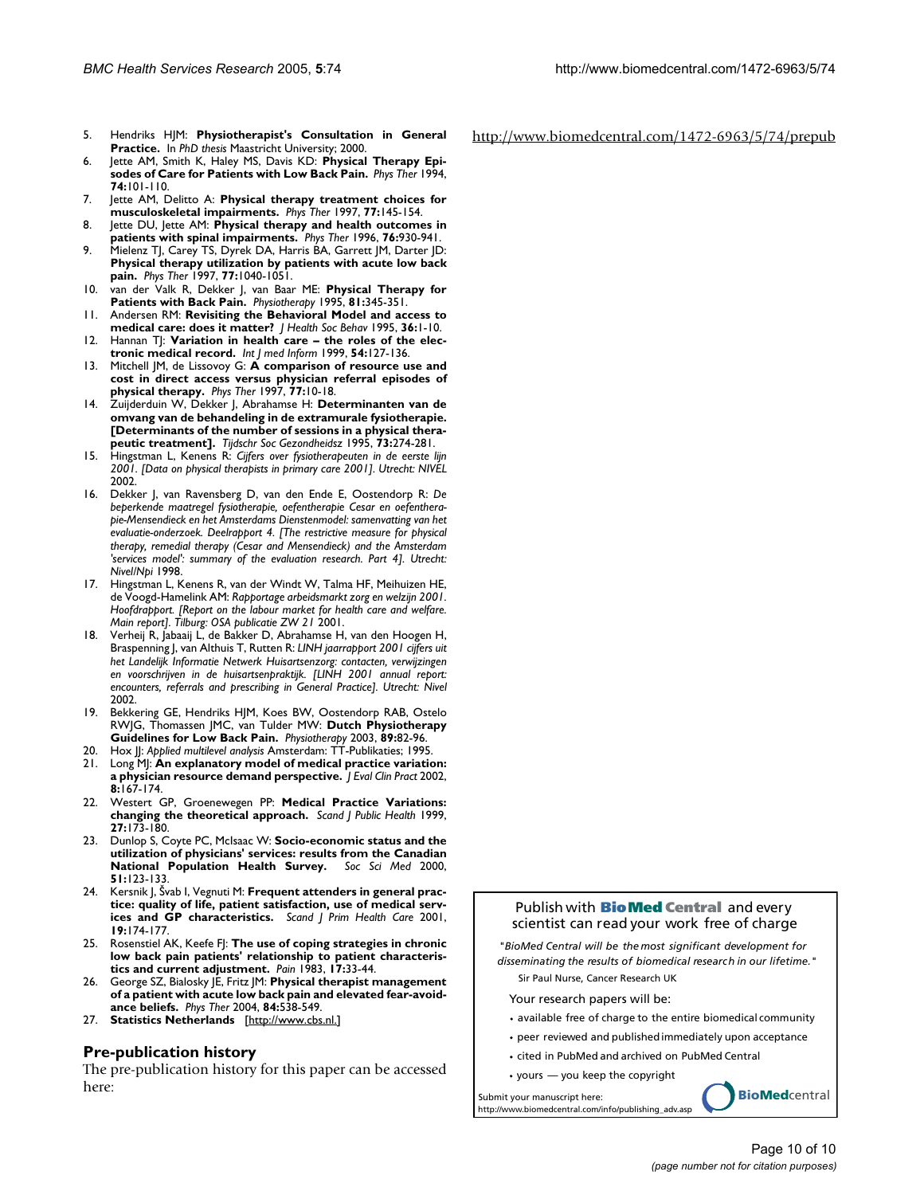5. Hendriks HJM: **Physiotherapist's Consultation in General Practice.** In *PhD thesis* Maastricht University; 2000.
6. Jette AM, Smith K, Haley MS, Davis KD: **Physical Therapy Episodes of Care for Patients with Low Back Pain.** *Phys Ther* 1994, **74:**101-110.
7. Jette AM, Delitto A: **Physical therapy treatment choices for musculoskeletal impairments.** *Phys Ther* 1997, **77:**145-154.
8. Jette DU, Jette AM: **Physical therapy and health outcomes in patients with spinal impairments.** *Phys Ther* 1996, **76:**930-941.
9. Mielenz TJ, Carey TS, Dyrek DA, Harris BA, Garrett JM, Darter JD: **Physical therapy utilization by patients with acute low back pain.** *Phys Ther* 1997, **77:**1040-1051.
10. van der Valk R, Dekker J, van Baar ME: **Physical Therapy for Patients with Back Pain.** *Physiotherapy* 1995, **81:**345-351.
11. Andersen RM: **Revisiting the Behavioral Model and access to medical care: does it matter?** *J Health Soc Behav* 1995, **36:**1-10.
12. Hannan TJ: **Variation in health care – the roles of the electronic medical record.** *Int J med Inform* 1999, **54:**127-136.
13. Mitchell JM, de Lissovoy G: **A comparison of resource use and cost in direct access versus physician referral episodes of physical therapy.** *Phys Ther* 1997, **77:**10-18.
14. Zuijderduin W, Dekker J, Abrahamse H: **Determinanten van de omvang van de behandeling in de extramurale fysiotherapie. [Determinants of the number of sessions in a physical therapeutic treatment].** *Tijdschr Soc Gezondheidsz* 1995, **73:**274-281.
15. Hingstman L, Kenens R: *Cijfers over fysiotherapeuten in de eerste lijn 2001. [Data on physical therapists in primary care 2001]. Utrecht: NIVEL* 2002.
16. Dekker J, van Ravensberg D, van den Ende E, Oostendorp R: *De beperkende maatregel fysiotherapie, oefentherapie Cesar en oefentherapie-Mensendieck en het Amsterdams Dienstenmodel: samenvatting van het evaluatie-onderzoek. Deelrapport 4. [The restrictive measure for physical therapy, remedial therapy (Cesar and Mensendieck) and the Amsterdam 'services model': summary of the evaluation research. Part 4]. Utrecht: Nivel/Npi* 1998.
17. Hingstman L, Kenens R, van der Windt W, Talma HF, Meihuizen HE, de Voogd-Hamelink AM: *Rapportage arbeidsmarkt zorg en welzijn 2001. Hoofdrapport. [Report on the labour market for health care and welfare. Main report]. Tilburg: OSA publicatie ZW 21* 2001.
18. Verheij R, Jabaaij L, de Bakker D, Abrahamse H, van den Hoogen H, Braspenning J, van Althuis T, Rutten R: *LINH jaarrapport 2001 cijfers uit het Landelijk Informatie Netwerk Huisartsenzorg: contacten, verwijzingen en voorschrijven in de huisartsenpraktijk. [LINH 2001 annual report: encounters, referrals and prescribing in General Practice]. Utrecht: Nivel* 2002.
19. Bekkering GE, Hendriks HJM, Koes BW, Oostendorp RAB, Ostelo RWJG, Thomassen JMC, van Tulder MW: **Dutch Physiotherapy Guidelines for Low Back Pain.** *Physiotherapy* 2003, **89:**82-96.
20. Hox JJ: *Applied multilevel analysis* Amsterdam: TT-Publikaties; 1995.
21. Long MJ: **An explanatory model of medical practice variation: a physician resource demand perspective.** *J Eval Clin Pract* 2002, **8:**167-174.
22. Westert GP, Groenewegen PP: **Medical Practice Variations: changing the theoretical approach.** *Scand J Public Health* 1999, **27:**173-180.
23. Dunlop S, Coyte PC, McIsaac W: **Socio-economic status and the utilization of physicians' services: results from the Canadian National Population Health Survey.** *Soc Sci Med* 2000, **51:**123-133.
24. Kersnik J, Švab I, Vegnuti M: **Frequent attenders in general practice: quality of life, patient satisfaction, use of medical services and GP characteristics.** *Scand J Prim Health Care* 2001, **19:**174-177.
25. Rosenstiel AK, Keefe FJ: **The use of coping strategies in chronic low back pain patients' relationship to patient characteristics and current adjustment.** *Pain* 1983, **17:**33-44.
26. George SZ, Bialosky JE, Fritz JM: **Physical therapist management of a patient with acute low back pain and elevated fear-avoidance beliefs.** *Phys Ther* 2004, **84:**538-549.
27. **Statistics Netherlands** [http://www.cbs.nl.]

## Pre-publication history

The pre-publication history for this paper can be accessed here:

http://www.biomedcentral.com/1472-6963/5/74/prepub

Publish with **BioMed Central** and every scientist can read your work free of charge

*"BioMed Central will be the most significant development for disseminating the results of biomedical research in our lifetime."*

Sir Paul Nurse, Cancer Research UK

Your research papers will be:

- available free of charge to the entire biomedical community
- peer reviewed and published immediately upon acceptance
- cited in PubMed and archived on PubMed Central
- yours — you keep the copyright

Submit your manuscript here:
http://www.biomedcentral.com/info/publishing_adv.asp

BioMedcentral